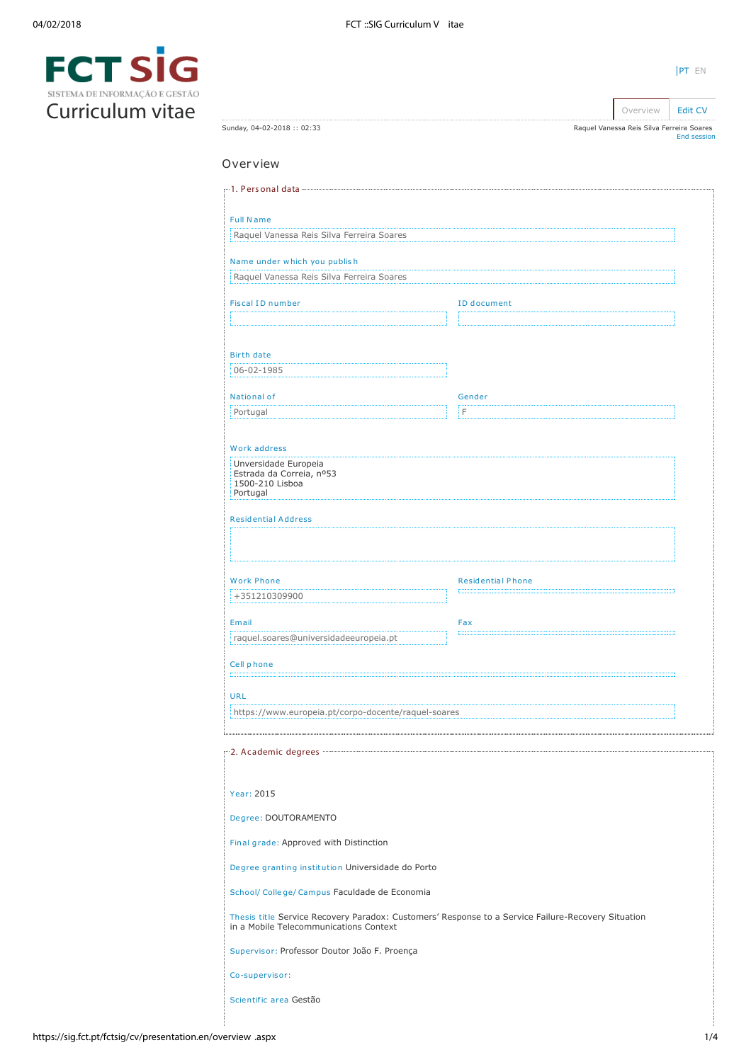# FCT SIG

SISTEMA DE INFORMAÇÃO E GESTÃO

# Curriculum vitae

PT EN

Overview | Edit CV

Sunday, 04-02-2018 :: 02:33

Raquel Vanessa Reis Silva Ferreira Soares
End session

## Overview

### 1. Personal data

**Full Name**
Raquel Vanessa Reis Silva Ferreira Soares

**Name under which you publish**
Raquel Vanessa Reis Silva Ferreira Soares

**Fiscal ID number**

**ID document**

**Birth date**
06-02-1985

**National of**
Portugal

**Gender**
F

**Work address**
Unversidade Europeia
Estrada da Correia, nº53
1500-210 Lisboa
Portugal

**Residential Address**

**Work Phone**
+351210309900

**Residential Phone**

**Email**
raquel.soares@universidadeeuropeia.pt

**Fax**

**Cell phone**

**URL**
https://www.europeia.pt/corpo-docente/raquel-soares

### 2. Academic degrees

**Year:** 2015

**Degree:** DOUTORAMENTO

**Final grade:** Approved with Distinction

**Degree granting institution** Universidade do Porto

**School/ College/ Campus** Faculdade de Economia

**Thesis title** Service Recovery Paradox: Customers' Response to a Service Failure-Recovery Situation in a Mobile Telecommunications Context

**Supervisor:** Professor Doutor João F. Proença

**Co-supervisor:**

**Scientific area** Gestão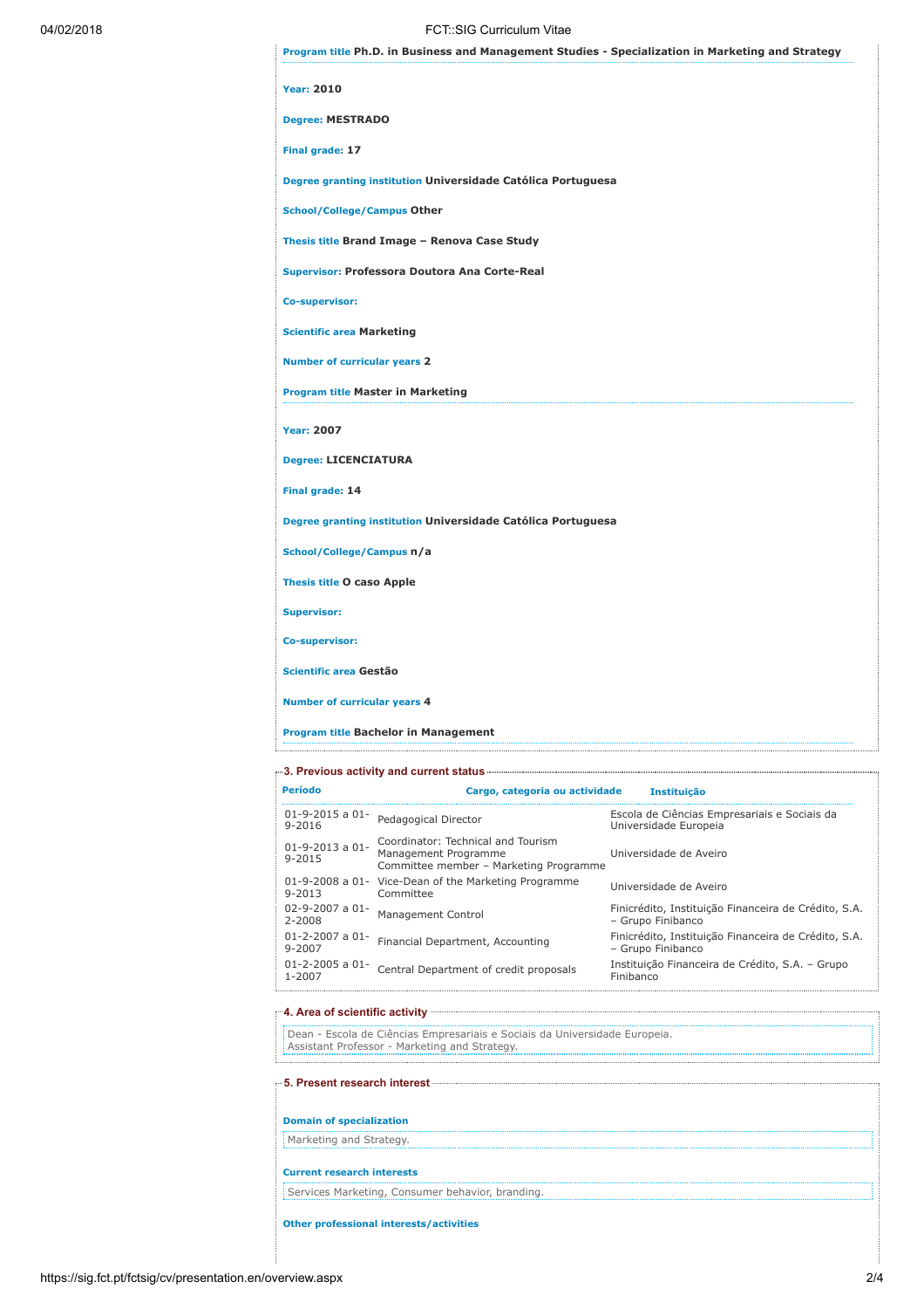**Program title** Ph.D. in Business and Management Studies - Specialization in Marketing and Strategy

---

**Year:** 2010

**Degree:** MESTRADO

**Final grade:** 17

**Degree granting institution** Universidade Católica Portuguesa

**School/College/Campus** Other

**Thesis title** Brand Image – Renova Case Study

**Supervisor:** Professora Doutora Ana Corte-Real

**Co-supervisor:**

**Scientific area** Marketing

**Number of curricular years** 2

**Program title** Master in Marketing

---

**Year:** 2007

**Degree:** LICENCIATURA

**Final grade:** 14

**Degree granting institution** Universidade Católica Portuguesa

**School/College/Campus** n/a

**Thesis title** O caso Apple

**Supervisor:**

**Co-supervisor:**

**Scientific area** Gestão

**Number of curricular years** 4

**Program title** Bachelor in Management

## 3. Previous activity and current status

| Período | Cargo, categoria ou actividade | Instituição |
|---|---|---|
| 01-9-2015 a 01-9-2016 | Pedagogical Director | Escola de Ciências Empresariais e Sociais da Universidade Europeia |
| 01-9-2013 a 01-9-2015 | Coordinator: Technical and Tourism Management Programme<br>Committee member – Marketing Programme | Universidade de Aveiro |
| 01-9-2008 a 01-9-2013 | Vice-Dean of the Marketing Programme Committee | Universidade de Aveiro |
| 02-9-2007 a 01-2-2008 | Management Control | Finicrédito, Instituição Financeira de Crédito, S.A. – Grupo Finibanco |
| 01-2-2007 a 01-9-2007 | Financial Department, Accounting | Finicrédito, Instituição Financeira de Crédito, S.A. – Grupo Finibanco |
| 01-2-2005 a 01-1-2007 | Central Department of credit proposals | Instituição Financeira de Crédito, S.A. – Grupo Finibanco |

## 4. Area of scientific activity

Dean - Escola de Ciências Empresariais e Sociais da Universidade Europeia.
Assistant Professor - Marketing and Strategy.

## 5. Present research interest

**Domain of specialization**

Marketing and Strategy.

**Current research interests**

Services Marketing, Consumer behavior, branding.

**Other professional interests/activities**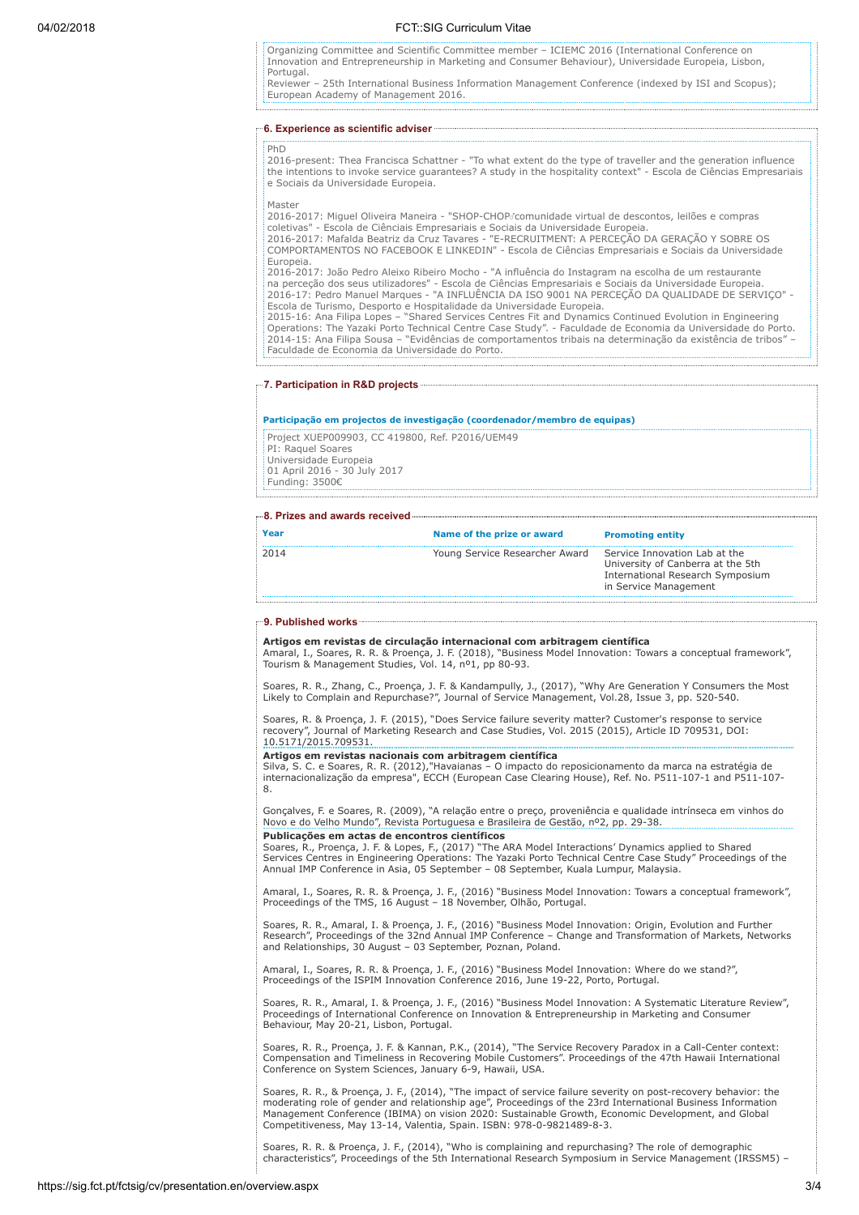Organizing Committee and Scientific Committee member – ICIEMC 2016 (International Conference on Innovation and Entrepreneurship in Marketing and Consumer Behaviour), Universidade Europeia, Lisbon, Portugal.
Reviewer – 25th International Business Information Management Conference (indexed by ISI and Scopus); European Academy of Management 2016.

## 6. Experience as scientific adviser

PhD
2016-present: Thea Francisca Schattner - "To what extent do the type of traveller and the generation influence the intentions to invoke service guarantees? A study in the hospitality context" - Escola de Ciências Empresariais e Sociais da Universidade Europeia.

Master
2016-2017: Miguel Oliveira Maneira - "SHOP-CHOP:comunidade virtual de descontos, leilões e compras coletivas" - Escola de Ciênciais Empresariais e Sociais da Universidade Europeia.
2016-2017: Mafalda Beatriz da Cruz Tavares - "E-RECRUITMENT: A PERCEÇÃO DA GERAÇÃO Y SOBRE OS COMPORTAMENTOS NO FACEBOOK E LINKEDIN" - Escola de Ciências Empresariais e Sociais da Universidade Europeia.
2016-2017: João Pedro Aleixo Ribeiro Mocho - "A influência do Instagram na escolha de um restaurante na perceção dos seus utilizadores" - Escola de Ciências Empresariais e Sociais da Universidade Europeia.
2016-17: Pedro Manuel Marques - "A INFLUÊNCIA DA ISO 9001 NA PERCEÇÃO DA QUALIDADE DE SERVIÇO" - Escola de Turismo, Desporto e Hospitalidade da Universidade Europeia.
2015-16: Ana Filipa Lopes – "Shared Services Centres Fit and Dynamics Continued Evolution in Engineering Operations: The Yazaki Porto Technical Centre Case Study". - Faculdade de Economia da Universidade do Porto.
2014-15: Ana Filipa Sousa – "Evidências de comportamentos tribais na determinação da existência de tribos" – Faculdade de Economia da Universidade do Porto.

## 7. Participation in R&D projects

### Participação em projectos de investigação (coordenador/membro de equipas)

Project XUEP009903, CC 419800, Ref. P2016/UEM49
PI: Raquel Soares
Universidade Europeia
01 April 2016 - 30 July 2017
Funding: 3500€

## 8. Prizes and awards received

| Year | Name of the prize or award | Promoting entity |
|---|---|---|
| 2014 | Young Service Researcher Award | Service Innovation Lab at the University of Canberra at the 5th International Research Symposium in Service Management |

## 9. Published works

**Artigos em revistas de circulação internacional com arbitragem científica**

Amaral, I., Soares, R. R. & Proença, J. F. (2018), "Business Model Innovation: Towars a conceptual framework", Tourism & Management Studies, Vol. 14, nº1, pp 80-93.

Soares, R. R., Zhang, C., Proença, J. F. & Kandampully, J., (2017), "Why Are Generation Y Consumers the Most Likely to Complain and Repurchase?", Journal of Service Management, Vol.28, Issue 3, pp. 520-540.

Soares, R. & Proença, J. F. (2015), "Does Service failure severity matter? Customer's response to service recovery", Journal of Marketing Research and Case Studies, Vol. 2015 (2015), Article ID 709531, DOI: 10.5171/2015.709531.

**Artigos em revistas nacionais com arbitragem científica**

Silva, S. C. e Soares, R. R. (2012),"Havaianas – O impacto do reposicionamento da marca na estratégia de internacionalização da empresa", ECCH (European Case Clearing House), Ref. No. P511-107-1 and P511-107-8.

Gonçalves, F. e Soares, R. (2009), "A relação entre o preço, proveniência e qualidade intrínseca em vinhos do Novo e do Velho Mundo", Revista Portuguesa e Brasileira de Gestão, nº2, pp. 29-38.

**Publicações em actas de encontros científicos**

Soares, R., Proença, J. F. & Lopes, F., (2017) "The ARA Model Interactions' Dynamics applied to Shared Services Centres in Engineering Operations: The Yazaki Porto Technical Centre Case Study" Proceedings of the Annual IMP Conference in Asia, 05 September – 08 September, Kuala Lumpur, Malaysia.

Amaral, I., Soares, R. R. & Proença, J. F., (2016) "Business Model Innovation: Towars a conceptual framework", Proceedings of the TMS, 16 August – 18 November, Olhão, Portugal.

Soares, R. R., Amaral, I. & Proença, J. F., (2016) "Business Model Innovation: Origin, Evolution and Further Research", Proceedings of the 32nd Annual IMP Conference – Change and Transformation of Markets, Networks and Relationships, 30 August – 03 September, Poznan, Poland.

Amaral, I., Soares, R. R. & Proença, J. F., (2016) "Business Model Innovation: Where do we stand?", Proceedings of the ISPIM Innovation Conference 2016, June 19-22, Porto, Portugal.

Soares, R. R., Amaral, I. & Proença, J. F., (2016) "Business Model Innovation: A Systematic Literature Review", Proceedings of International Conference on Innovation & Entrepreneurship in Marketing and Consumer Behaviour, May 20-21, Lisbon, Portugal.

Soares, R. R., Proença, J. F. & Kannan, P.K., (2014), "The Service Recovery Paradox in a Call-Center context: Compensation and Timeliness in Recovering Mobile Customers". Proceedings of the 47th Hawaii International Conference on System Sciences, January 6-9, Hawaii, USA.

Soares, R. R., & Proença, J. F., (2014), "The impact of service failure severity on post-recovery behavior: the moderating role of gender and relationship age", Proceedings of the 23rd International Business Information Management Conference (IBIMA) on vision 2020: Sustainable Growth, Economic Development, and Global Competitiveness, May 13-14, Valentia, Spain. ISBN: 978-0-9821489-8-3.

Soares, R. R. & Proença, J. F., (2014), "Who is complaining and repurchasing? The role of demographic characteristics", Proceedings of the 5th International Research Symposium in Service Management (IRSSM5) –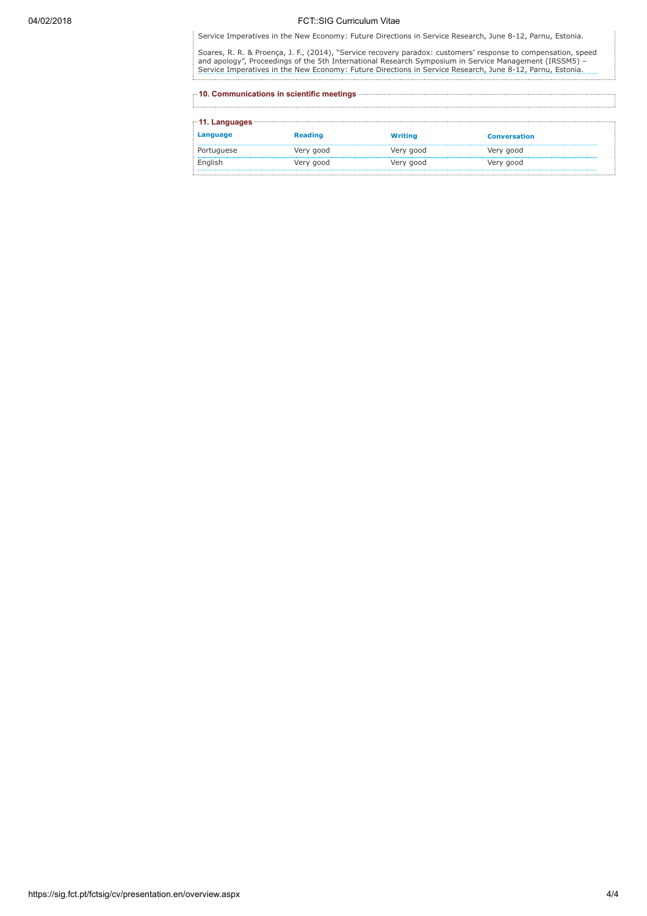Service Imperatives in the New Economy: Future Directions in Service Research, June 8-12, Parnu, Estonia.

Soares, R. R. & Proença, J. F., (2014), "Service recovery paradox: customers' response to compensation, speed and apology", Proceedings of the 5th International Research Symposium in Service Management (IRSSM5) – Service Imperatives in the New Economy: Future Directions in Service Research, June 8-12, Parnu, Estonia.

## 10. Communications in scientific meetings

## 11. Languages

| Language | Reading | Writing | Conversation |
|---|---|---|---|
| Portuguese | Very good | Very good | Very good |
| English | Very good | Very good | Very good |